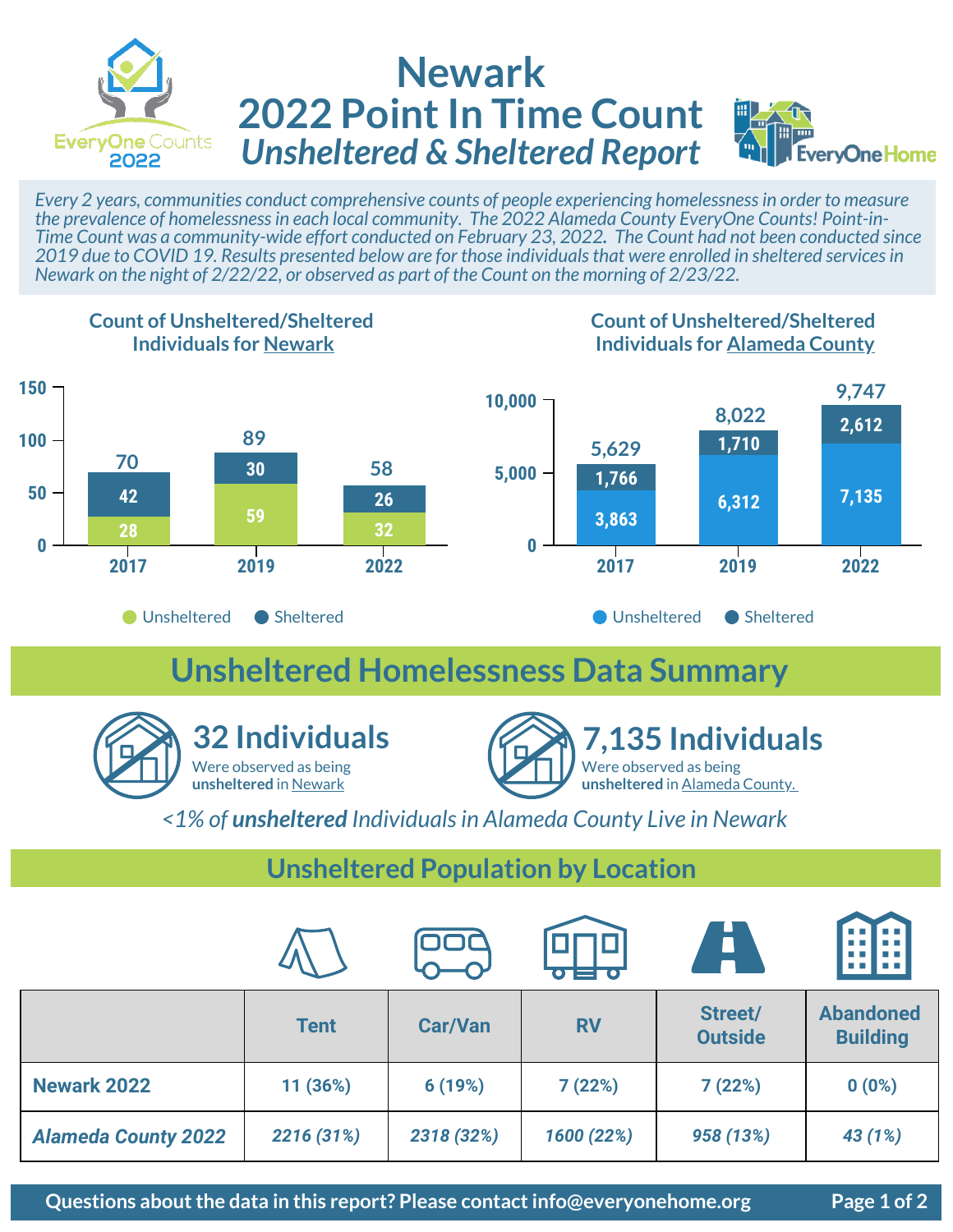# Newark
# 2022 Point In Time Count
## *Unsheltered & Sheltered Report*

*Every 2 years, communities conduct comprehensive counts of people experiencing homelessness in order to measure the prevalence of homelessness in each local community. The 2022 Alameda County EveryOne Counts! Point-in-Time Count was a community-wide effort conducted on February 23, 2022. The Count had not been conducted since 2019 due to COVID 19. Results presented below are for those individuals that were enrolled in sheltered services in Newark on the night of 2/22/22, or observed as part of the Count on the morning of 2/23/22.*

### Count of Unsheltered/Sheltered Individuals for Newark

| Year | Unsheltered | Sheltered | Total |
|---|---|---|---|
| 2017 | 28 | 42 | 70 |
| 2019 | 59 | 30 | 89 |
| 2022 | 32 | 26 | 58 |

### Count of Unsheltered/Sheltered Individuals for Alameda County

| Year | Unsheltered | Sheltered | Total |
|---|---|---|---|
| 2017 | 3,863 | 1,766 | 5,629 |
| 2019 | 6,312 | 1,710 | 8,022 |
| 2022 | 7,135 | 2,612 | 9,747 |

## Unsheltered Homelessness Data Summary

**32 Individuals**
Were observed as being **unsheltered** in Newark

**7,135 Individuals**
Were observed as being **unsheltered** in Alameda County.

*<1% of **unsheltered** Individuals in Alameda County Live in Newark*

## Unsheltered Population by Location

| | Tent | Car/Van | RV | Street/ Outside | Abandoned Building |
|---|---|---|---|---|---|
| **Newark 2022** | 11 (36%) | 6 (19%) | 7 (22%) | 7 (22%) | 0 (0%) |
| ***Alameda County 2022*** | *2216 (31%)* | *2318 (32%)* | *1600 (22%)* | *958 (13%)* | *43 (1%)* |

**Questions about the data in this report? Please contact info@everyonehome.org**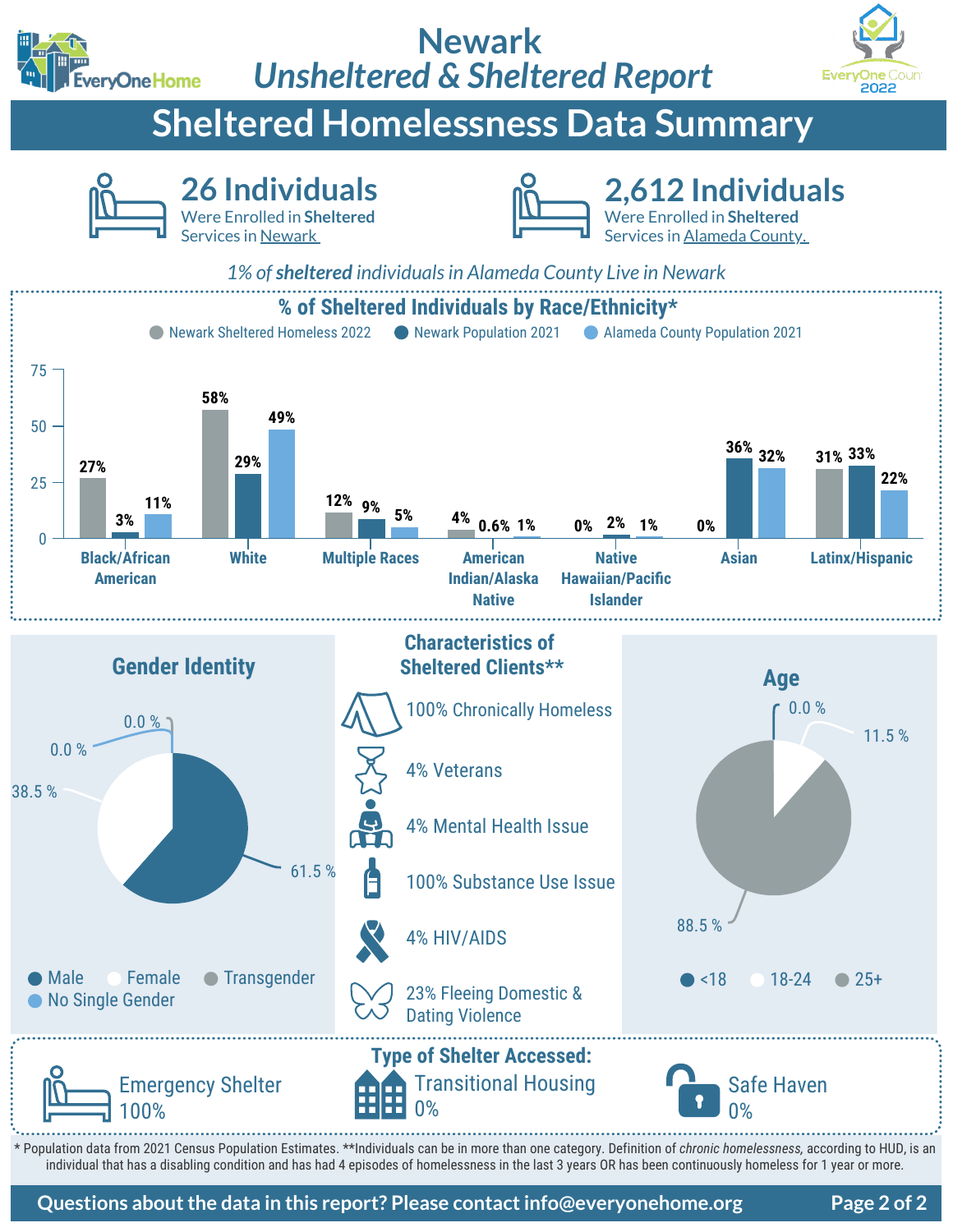# Newark
## *Unsheltered & Sheltered Report*

EveryOne Home — EveryOne Counts 2022

# Sheltered Homelessness Data Summary

**26 Individuals**
Were Enrolled in **Sheltered** Services in Newark

**2,612 Individuals**
Were Enrolled in **Sheltered** Services in Alameda County.

*1% of **sheltered** individuals in Alameda County Live in Newark*

## % of Sheltered Individuals by Race/Ethnicity*

Newark Sheltered Homeless 2022 · Newark Population 2021 · Alameda County Population 2021

75
50
25
0

Black/African American: 27%, 3%, 11%
White: 58%, 29%, 49%
Multiple Races: 12%, 9%, 5%
American Indian/Alaska Native: 4%, 0.6%, 1%
Native Hawaiian/Pacific Islander: 0%, 2%, 1%
Asian: 0%, 36%, 32%
Latinx/Hispanic: 31%, 33%, 22%

## Gender Identity

0.0 %
0.0 %
38.5 %
61.5 %

Male · Female · Transgender · No Single Gender

## Characteristics of Sheltered Clients**

- 100% Chronically Homeless
- 4% Veterans
- 4% Mental Health Issue
- 100% Substance Use Issue
- 4% HIV/AIDS
- 23% Fleeing Domestic & Dating Violence

## Age

0.0 %
11.5 %
88.5 %

<18 · 18-24 · 25+

## Type of Shelter Accessed:

- Emergency Shelter 100%
- Transitional Housing 0%
- Safe Haven 0%

\* Population data from 2021 Census Population Estimates. **Individuals can be in more than one category. Definition of *chronic homelessness,* according to HUD, is an individual that has a disabling condition and has had 4 episodes of homelessness in the last 3 years OR has been continuously homeless for 1 year or more.

**Questions about the data in this report? Please contact info@everyonehome.org**